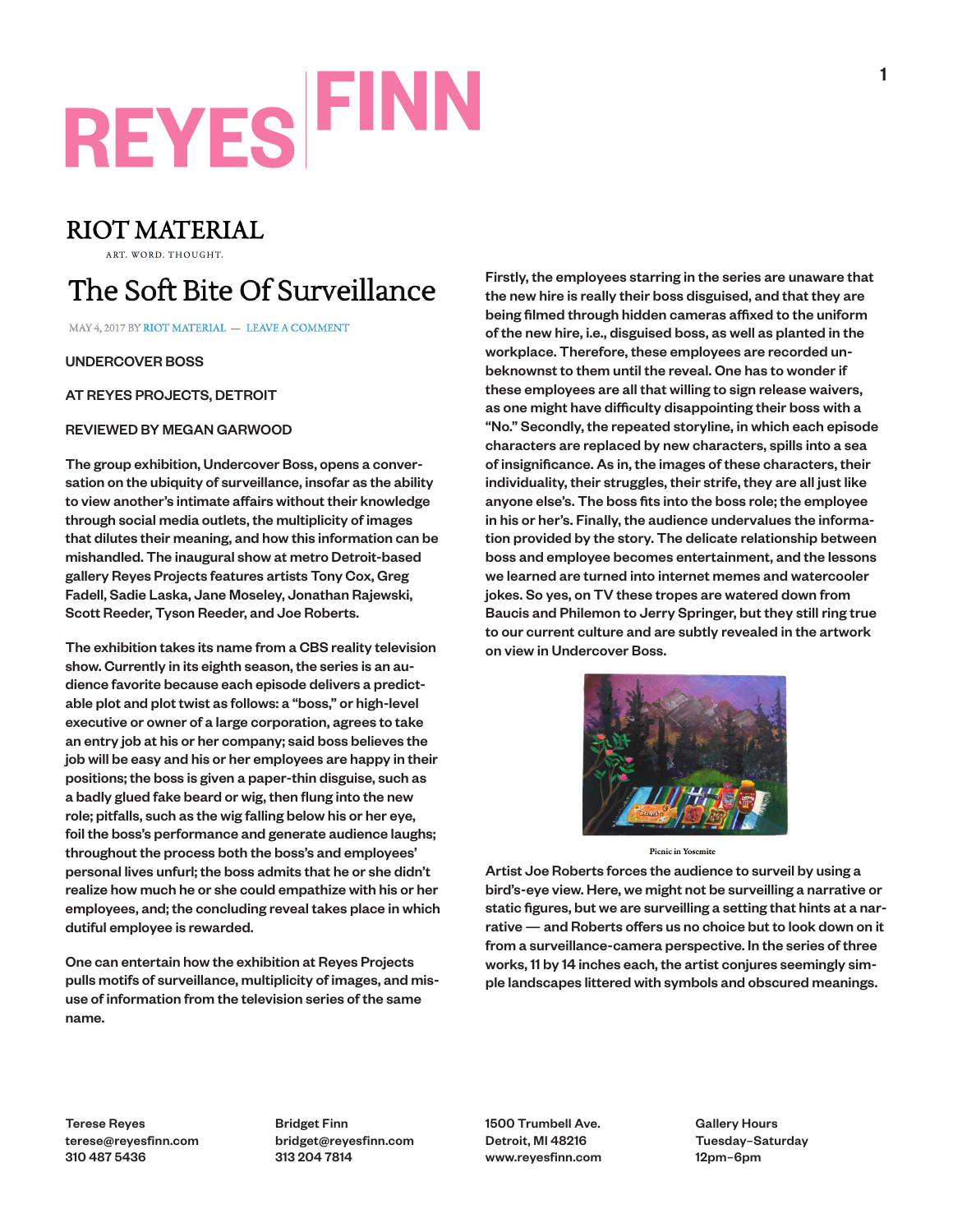REYES FINN

RIOT MATERIAL

ART. WORD. THOUGHT.

# The Soft Bite Of Surveillance

MAY 4, 2017 BY RIOT MATERIAL — LEAVE A COMMENT

UNDERCOVER BOSS

AT REYES PROJECTS, DETROIT

REVIEWED BY MEGAN GARWOOD

The group exhibition, Undercover Boss, opens a conversation on the ubiquity of surveillance, insofar as the ability to view another's intimate affairs without their knowledge through social media outlets, the multiplicity of images that dilutes their meaning, and how this information can be mishandled. The inaugural show at metro Detroit-based gallery Reyes Projects features artists Tony Cox, Greg Fadell, Sadie Laska, Jane Moseley, Jonathan Rajewski, Scott Reeder, Tyson Reeder, and Joe Roberts.

The exhibition takes its name from a CBS reality television show. Currently in its eighth season, the series is an audience favorite because each episode delivers a predictable plot and plot twist as follows: a "boss," or high-level executive or owner of a large corporation, agrees to take an entry job at his or her company; said boss believes the job will be easy and his or her employees are happy in their positions; the boss is given a paper-thin disguise, such as a badly glued fake beard or wig, then flung into the new role; pitfalls, such as the wig falling below his or her eye, foil the boss's performance and generate audience laughs; throughout the process both the boss's and employees' personal lives unfurl; the boss admits that he or she didn't realize how much he or she could empathize with his or her employees, and; the concluding reveal takes place in which dutiful employee is rewarded.

One can entertain how the exhibition at Reyes Projects pulls motifs of surveillance, multiplicity of images, and misuse of information from the television series of the same name.

Firstly, the employees starring in the series are unaware that the new hire is really their boss disguised, and that they are being filmed through hidden cameras affixed to the uniform of the new hire, i.e., disguised boss, as well as planted in the workplace. Therefore, these employees are recorded unbeknownst to them until the reveal. One has to wonder if these employees are all that willing to sign release waivers, as one might have difficulty disappointing their boss with a "No." Secondly, the repeated storyline, in which each episode characters are replaced by new characters, spills into a sea of insignificance. As in, the images of these characters, their individuality, their struggles, their strife, they are all just like anyone else's. The boss fits into the boss role; the employee in his or her's. Finally, the audience undervalues the information provided by the story. The delicate relationship between boss and employee becomes entertainment, and the lessons we learned are turned into internet memes and watercooler jokes. So yes, on TV these tropes are watered down from Baucis and Philemon to Jerry Springer, but they still ring true to our current culture and are subtly revealed in the artwork on view in Undercover Boss.

Picnic in Yosemite

Artist Joe Roberts forces the audience to surveil by using a bird's-eye view. Here, we might not be surveilling a narrative or static figures, but we are surveilling a setting that hints at a narrative — and Roberts offers us no choice but to look down on it from a surveillance-camera perspective. In the series of three works, 11 by 14 inches each, the artist conjures seemingly simple landscapes littered with symbols and obscured meanings.

Terese Reyes
terese@reyesfinn.com
310 487 5436

Bridget Finn
bridget@reyesfinn.com
313 204 7814

1500 Trumbell Ave.
Detroit, MI 48216
www.reyesfinn.com

Gallery Hours
Tuesday–Saturday
12pm–6pm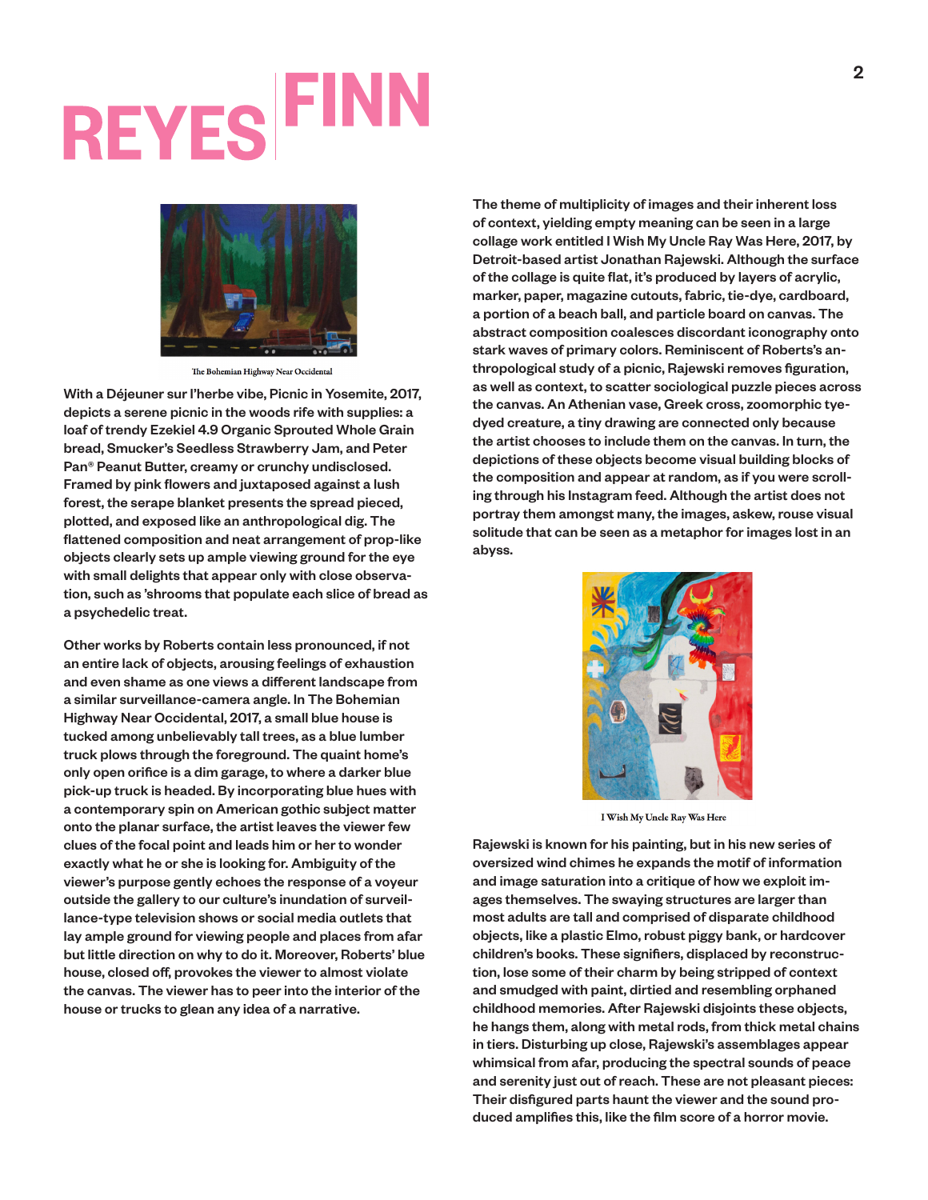The Bohemian Highway Near Occidental

With a Déjeuner sur l'herbe vibe, Picnic in Yosemite, 2017, depicts a serene picnic in the woods rife with supplies: a loaf of trendy Ezekiel 4.9 Organic Sprouted Whole Grain bread, Smucker's Seedless Strawberry Jam, and Peter Pan® Peanut Butter, creamy or crunchy undisclosed. Framed by pink flowers and juxtaposed against a lush forest, the serape blanket presents the spread pieced, plotted, and exposed like an anthropological dig. The flattened composition and neat arrangement of prop-like objects clearly sets up ample viewing ground for the eye with small delights that appear only with close observation, such as 'shrooms that populate each slice of bread as a psychedelic treat.

Other works by Roberts contain less pronounced, if not an entire lack of objects, arousing feelings of exhaustion and even shame as one views a different landscape from a similar surveillance-camera angle. In The Bohemian Highway Near Occidental, 2017, a small blue house is tucked among unbelievably tall trees, as a blue lumber truck plows through the foreground. The quaint home's only open orifice is a dim garage, to where a darker blue pick-up truck is headed. By incorporating blue hues with a contemporary spin on American gothic subject matter onto the planar surface, the artist leaves the viewer few clues of the focal point and leads him or her to wonder exactly what he or she is looking for. Ambiguity of the viewer's purpose gently echoes the response of a voyeur outside the gallery to our culture's inundation of surveillance-type television shows or social media outlets that lay ample ground for viewing people and places from afar but little direction on why to do it. Moreover, Roberts' blue house, closed off, provokes the viewer to almost violate the canvas. The viewer has to peer into the interior of the house or trucks to glean any idea of a narrative.

The theme of multiplicity of images and their inherent loss of context, yielding empty meaning can be seen in a large collage work entitled I Wish My Uncle Ray Was Here, 2017, by Detroit-based artist Jonathan Rajewski. Although the surface of the collage is quite flat, it's produced by layers of acrylic, marker, paper, magazine cutouts, fabric, tie-dye, cardboard, a portion of a beach ball, and particle board on canvas. The abstract composition coalesces discordant iconography onto stark waves of primary colors. Reminiscent of Roberts's anthropological study of a picnic, Rajewski removes figuration, as well as context, to scatter sociological puzzle pieces across the canvas. An Athenian vase, Greek cross, zoomorphic tye-dyed creature, a tiny drawing are connected only because the artist chooses to include them on the canvas. In turn, the depictions of these objects become visual building blocks of the composition and appear at random, as if you were scrolling through his Instagram feed. Although the artist does not portray them amongst many, the images, askew, rouse visual solitude that can be seen as a metaphor for images lost in an abyss.

I Wish My Uncle Ray Was Here

Rajewski is known for his painting, but in his new series of oversized wind chimes he expands the motif of information and image saturation into a critique of how we exploit images themselves. The swaying structures are larger than most adults are tall and comprised of disparate childhood objects, like a plastic Elmo, robust piggy bank, or hardcover children's books. These signifiers, displaced by reconstruction, lose some of their charm by being stripped of context and smudged with paint, dirtied and resembling orphaned childhood memories. After Rajewski disjoints these objects, he hangs them, along with metal rods, from thick metal chains in tiers. Disturbing up close, Rajewski's assemblages appear whimsical from afar, producing the spectral sounds of peace and serenity just out of reach. These are not pleasant pieces: Their disfigured parts haunt the viewer and the sound produced amplifies this, like the film score of a horror movie.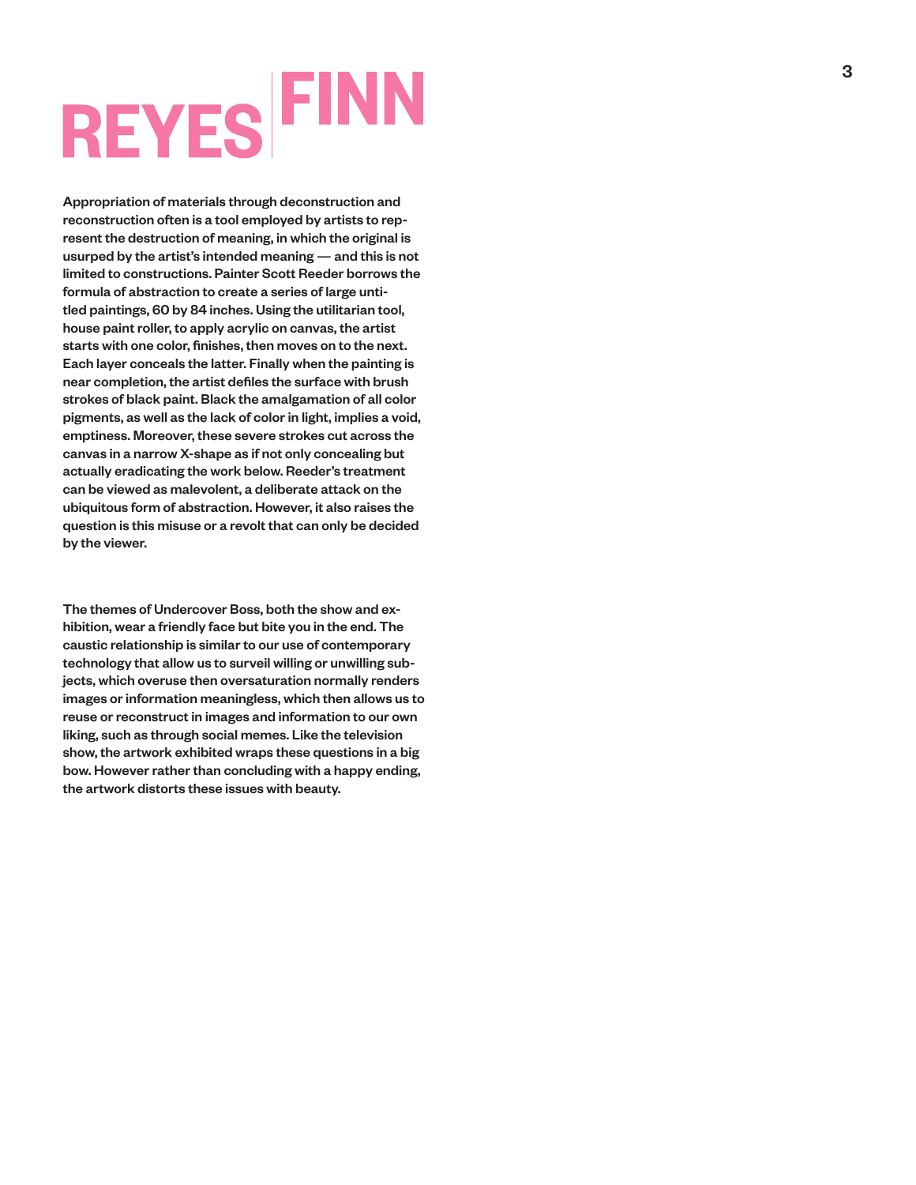# REYES | FINN

Appropriation of materials through deconstruction and reconstruction often is a tool employed by artists to represent the destruction of meaning, in which the original is usurped by the artist's intended meaning — and this is not limited to constructions. Painter Scott Reeder borrows the formula of abstraction to create a series of large untitled paintings, 60 by 84 inches. Using the utilitarian tool, house paint roller, to apply acrylic on canvas, the artist starts with one color, finishes, then moves on to the next. Each layer conceals the latter. Finally when the painting is near completion, the artist defiles the surface with brush strokes of black paint. Black the amalgamation of all color pigments, as well as the lack of color in light, implies a void, emptiness. Moreover, these severe strokes cut across the canvas in a narrow X-shape as if not only concealing but actually eradicating the work below. Reeder's treatment can be viewed as malevolent, a deliberate attack on the ubiquitous form of abstraction. However, it also raises the question is this misuse or a revolt that can only be decided by the viewer.

The themes of Undercover Boss, both the show and exhibition, wear a friendly face but bite you in the end. The caustic relationship is similar to our use of contemporary technology that allow us to surveil willing or unwilling subjects, which overuse then oversaturation normally renders images or information meaningless, which then allows us to reuse or reconstruct in images and information to our own liking, such as through social memes. Like the television show, the artwork exhibited wraps these questions in a big bow. However rather than concluding with a happy ending, the artwork distorts these issues with beauty.